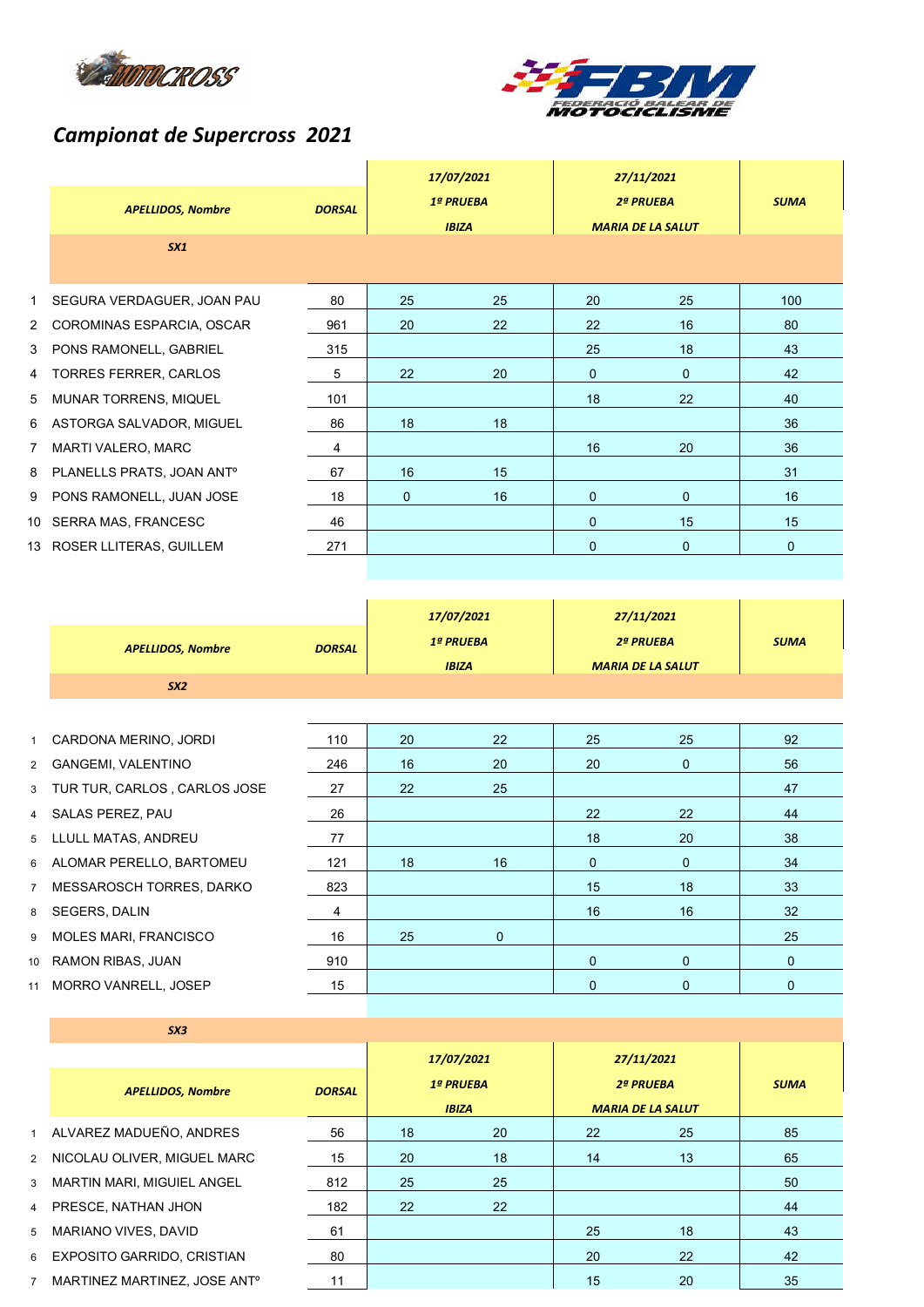## Campionat de Supercross 2021

| | APELLIDOS, Nombre | DORSAL | 17/07/2021 1ª PRUEBA IBIZA | | 27/11/2021 2ª PRUEBA MARIA DE LA SALUT | | SUMA |
|---|---|---|---|---|---|---|---|
| | **SX1** | | | | | | |
| 1 | SEGURA VERDAGUER, JOAN PAU | 80 | 25 | 25 | 20 | 25 | 100 |
| 2 | COROMINAS ESPARCIA, OSCAR | 961 | 20 | 22 | 22 | 16 | 80 |
| 3 | PONS RAMONELL, GABRIEL | 315 | | | 25 | 18 | 43 |
| 4 | TORRES FERRER, CARLOS | 5 | 22 | 20 | 0 | 0 | 42 |
| 5 | MUNAR TORRENS, MIQUEL | 101 | | | 18 | 22 | 40 |
| 6 | ASTORGA SALVADOR, MIGUEL | 86 | 18 | 18 | | | 36 |
| 7 | MARTI VALERO, MARC | 4 | | | 16 | 20 | 36 |
| 8 | PLANELLS PRATS, JOAN ANTº | 67 | 16 | 15 | | | 31 |
| 9 | PONS RAMONELL, JUAN JOSE | 18 | 0 | 16 | 0 | 0 | 16 |
| 10 | SERRA MAS, FRANCESC | 46 | | | 0 | 15 | 15 |
| 13 | ROSER LLITERAS, GUILLEM | 271 | | | 0 | 0 | 0 |

| | APELLIDOS, Nombre | DORSAL | 17/07/2021 1ª PRUEBA IBIZA | | 27/11/2021 2ª PRUEBA MARIA DE LA SALUT | | SUMA |
|---|---|---|---|---|---|---|---|
| | **SX2** | | | | | | |
| 1 | CARDONA MERINO, JORDI | 110 | 20 | 22 | 25 | 25 | 92 |
| 2 | GANGEMI, VALENTINO | 246 | 16 | 20 | 20 | 0 | 56 |
| 3 | TUR TUR, CARLOS , CARLOS JOSE | 27 | 22 | 25 | | | 47 |
| 4 | SALAS PEREZ, PAU | 26 | | | 22 | 22 | 44 |
| 5 | LLULL MATAS, ANDREU | 77 | | | 18 | 20 | 38 |
| 6 | ALOMAR PERELLO, BARTOMEU | 121 | 18 | 16 | 0 | 0 | 34 |
| 7 | MESSAROSCH TORRES, DARKO | 823 | | | 15 | 18 | 33 |
| 8 | SEGERS, DALIN | 4 | | | 16 | 16 | 32 |
| 9 | MOLES MARI, FRANCISCO | 16 | 25 | 0 | | | 25 |
| 10 | RAMON RIBAS, JUAN | 910 | | | 0 | 0 | 0 |
| 11 | MORRO VANRELL, JOSEP | 15 | | | 0 | 0 | 0 |

**SX3**

| | APELLIDOS, Nombre | DORSAL | 17/07/2021 1ª PRUEBA IBIZA | | 27/11/2021 2ª PRUEBA MARIA DE LA SALUT | | SUMA |
|---|---|---|---|---|---|---|---|
| 1 | ALVAREZ MADUEÑO, ANDRES | 56 | 18 | 20 | 22 | 25 | 85 |
| 2 | NICOLAU OLIVER, MIGUEL MARC | 15 | 20 | 18 | 14 | 13 | 65 |
| 3 | MARTIN MARI, MIGUIEL ANGEL | 812 | 25 | 25 | | | 50 |
| 4 | PRESCE, NATHAN JHON | 182 | 22 | 22 | | | 44 |
| 5 | MARIANO VIVES, DAVID | 61 | | | 25 | 18 | 43 |
| 6 | EXPOSITO GARRIDO, CRISTIAN | 80 | | | 20 | 22 | 42 |
| 7 | MARTINEZ MARTINEZ, JOSE ANTº | 11 | | | 15 | 20 | 35 |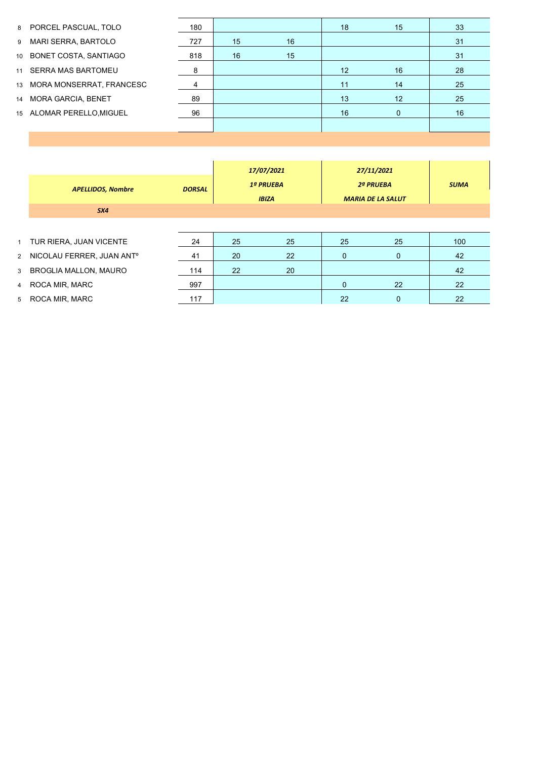| | | | | | | | |
|---|---|---|---|---|---|---|---|
| 8 | PORCEL PASCUAL, TOLO | 180 | | | 18 | 15 | 33 |
| 9 | MARI SERRA, BARTOLO | 727 | 15 | 16 | | | 31 |
| 10 | BONET COSTA, SANTIAGO | 818 | 16 | 15 | | | 31 |
| 11 | SERRA MAS BARTOMEU | 8 | | | 12 | 16 | 28 |
| 13 | MORA MONSERRAT, FRANCESC | 4 | | | 11 | 14 | 25 |
| 14 | MORA GARCIA, BENET | 89 | | | 13 | 12 | 25 |
| 15 | ALOMAR PERELLO,MIGUEL | 96 | | | 16 | 0 | 16 |

| | *APELLIDOS, Nombre* | *DORSAL* | *17/07/2021 1ª PRUEBA IBIZA* | | *27/11/2021 2ª PRUEBA MARIA DE LA SALUT* | | *SUMA* |
|---|---|---|---|---|---|---|---|
| | *SX4* | | | | | | |
| 1 | TUR RIERA, JUAN VICENTE | 24 | 25 | 25 | 25 | 25 | 100 |
| 2 | NICOLAU FERRER, JUAN ANTº | 41 | 20 | 22 | 0 | 0 | 42 |
| 3 | BROGLIA MALLON, MAURO | 114 | 22 | 20 | | | 42 |
| 4 | ROCA MIR, MARC | 997 | | | 0 | 22 | 22 |
| 5 | ROCA MIR, MARC | 117 | | | 22 | 0 | 22 |